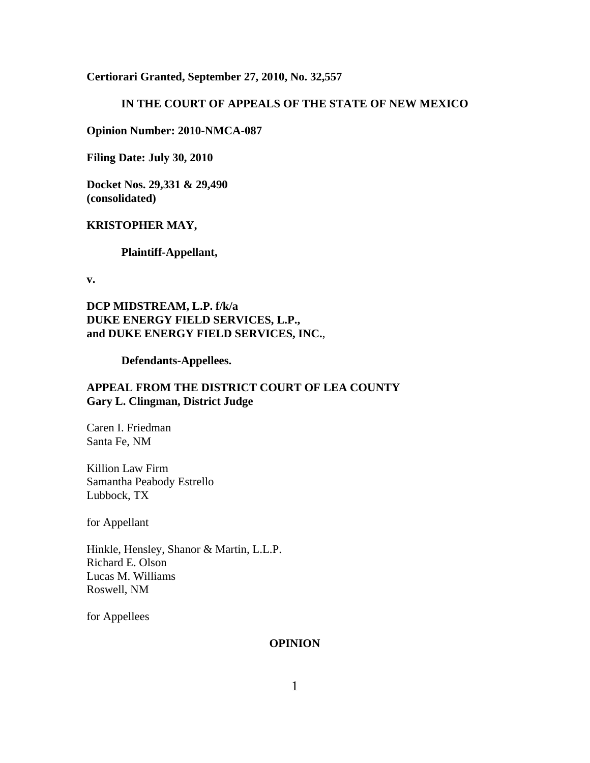**Certiorari Granted, September 27, 2010, No. 32,557**

**IN THE COURT OF APPEALS OF THE STATE OF NEW MEXICO**

**Opinion Number: 2010-NMCA-087**

**Filing Date: July 30, 2010**

**Docket Nos. 29,331 & 29,490 (consolidated)**

**KRISTOPHER MAY,**

**Plaintiff-Appellant,**

**v.**

**DCP MIDSTREAM, L.P. f/k/a DUKE ENERGY FIELD SERVICES, L.P., and DUKE ENERGY FIELD SERVICES, INC.**,

**Defendants-Appellees.**

**APPEAL FROM THE DISTRICT COURT OF LEA COUNTY**
**Gary L. Clingman, District Judge**

Caren I. Friedman
Santa Fe, NM

Killion Law Firm
Samantha Peabody Estrello
Lubbock, TX

for Appellant

Hinkle, Hensley, Shanor & Martin, L.L.P.
Richard E. Olson
Lucas M. Williams
Roswell, NM

for Appellees

**OPINION**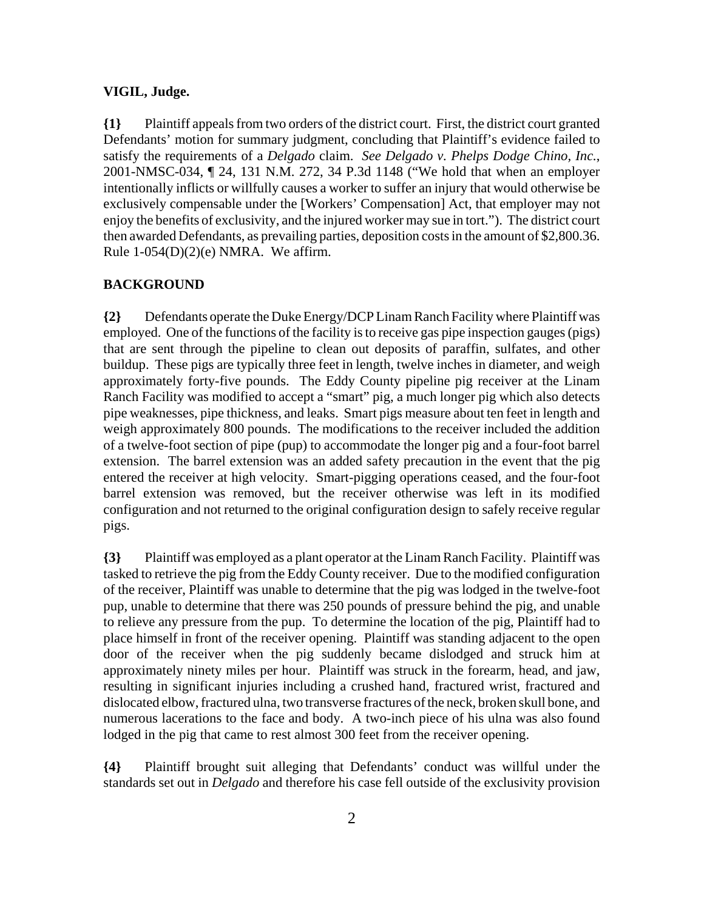**VIGIL, Judge.**

**{1}** Plaintiff appeals from two orders of the district court. First, the district court granted Defendants' motion for summary judgment, concluding that Plaintiff's evidence failed to satisfy the requirements of a *Delgado* claim. *See Delgado v. Phelps Dodge Chino, Inc.*, 2001-NMSC-034, ¶ 24, 131 N.M. 272, 34 P.3d 1148 ("We hold that when an employer intentionally inflicts or willfully causes a worker to suffer an injury that would otherwise be exclusively compensable under the [Workers' Compensation] Act, that employer may not enjoy the benefits of exclusivity, and the injured worker may sue in tort."). The district court then awarded Defendants, as prevailing parties, deposition costs in the amount of $2,800.36. Rule 1-054(D)(2)(e) NMRA. We affirm.

## BACKGROUND

**{2}** Defendants operate the Duke Energy/DCP Linam Ranch Facility where Plaintiff was employed. One of the functions of the facility is to receive gas pipe inspection gauges (pigs) that are sent through the pipeline to clean out deposits of paraffin, sulfates, and other buildup. These pigs are typically three feet in length, twelve inches in diameter, and weigh approximately forty-five pounds. The Eddy County pipeline pig receiver at the Linam Ranch Facility was modified to accept a "smart" pig, a much longer pig which also detects pipe weaknesses, pipe thickness, and leaks. Smart pigs measure about ten feet in length and weigh approximately 800 pounds. The modifications to the receiver included the addition of a twelve-foot section of pipe (pup) to accommodate the longer pig and a four-foot barrel extension. The barrel extension was an added safety precaution in the event that the pig entered the receiver at high velocity. Smart-pigging operations ceased, and the four-foot barrel extension was removed, but the receiver otherwise was left in its modified configuration and not returned to the original configuration design to safely receive regular pigs.

**{3}** Plaintiff was employed as a plant operator at the Linam Ranch Facility. Plaintiff was tasked to retrieve the pig from the Eddy County receiver. Due to the modified configuration of the receiver, Plaintiff was unable to determine that the pig was lodged in the twelve-foot pup, unable to determine that there was 250 pounds of pressure behind the pig, and unable to relieve any pressure from the pup. To determine the location of the pig, Plaintiff had to place himself in front of the receiver opening. Plaintiff was standing adjacent to the open door of the receiver when the pig suddenly became dislodged and struck him at approximately ninety miles per hour. Plaintiff was struck in the forearm, head, and jaw, resulting in significant injuries including a crushed hand, fractured wrist, fractured and dislocated elbow, fractured ulna, two transverse fractures of the neck, broken skull bone, and numerous lacerations to the face and body. A two-inch piece of his ulna was also found lodged in the pig that came to rest almost 300 feet from the receiver opening.

**{4}** Plaintiff brought suit alleging that Defendants' conduct was willful under the standards set out in *Delgado* and therefore his case fell outside of the exclusivity provision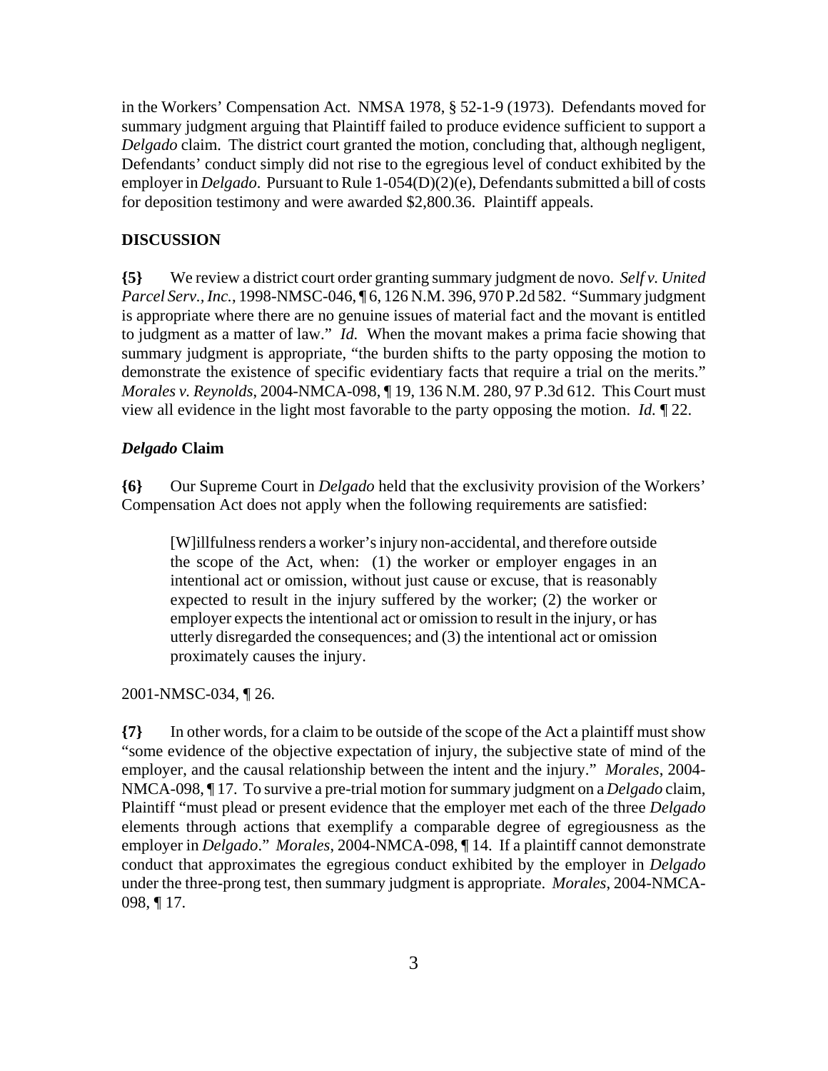in the Workers' Compensation Act. NMSA 1978, § 52-1-9 (1973). Defendants moved for summary judgment arguing that Plaintiff failed to produce evidence sufficient to support a *Delgado* claim. The district court granted the motion, concluding that, although negligent, Defendants' conduct simply did not rise to the egregious level of conduct exhibited by the employer in *Delgado*. Pursuant to Rule 1-054(D)(2)(e), Defendants submitted a bill of costs for deposition testimony and were awarded $2,800.36. Plaintiff appeals.

## DISCUSSION

**{5}** We review a district court order granting summary judgment de novo. *Self v. United Parcel Serv., Inc.*, 1998-NMSC-046, ¶ 6, 126 N.M. 396, 970 P.2d 582. "Summary judgment is appropriate where there are no genuine issues of material fact and the movant is entitled to judgment as a matter of law." *Id.* When the movant makes a prima facie showing that summary judgment is appropriate, "the burden shifts to the party opposing the motion to demonstrate the existence of specific evidentiary facts that require a trial on the merits." *Morales v. Reynolds*, 2004-NMCA-098, ¶ 19, 136 N.M. 280, 97 P.3d 612. This Court must view all evidence in the light most favorable to the party opposing the motion. *Id.* ¶ 22.

### *Delgado* Claim

**{6}** Our Supreme Court in *Delgado* held that the exclusivity provision of the Workers' Compensation Act does not apply when the following requirements are satisfied:

> [W]illfulness renders a worker's injury non-accidental, and therefore outside the scope of the Act, when: (1) the worker or employer engages in an intentional act or omission, without just cause or excuse, that is reasonably expected to result in the injury suffered by the worker; (2) the worker or employer expects the intentional act or omission to result in the injury, or has utterly disregarded the consequences; and (3) the intentional act or omission proximately causes the injury.

2001-NMSC-034, ¶ 26.

**{7}** In other words, for a claim to be outside of the scope of the Act a plaintiff must show "some evidence of the objective expectation of injury, the subjective state of mind of the employer, and the causal relationship between the intent and the injury." *Morales*, 2004-NMCA-098, ¶ 17. To survive a pre-trial motion for summary judgment on a *Delgado* claim, Plaintiff "must plead or present evidence that the employer met each of the three *Delgado* elements through actions that exemplify a comparable degree of egregiousness as the employer in *Delgado*." *Morales*, 2004-NMCA-098, ¶ 14. If a plaintiff cannot demonstrate conduct that approximates the egregious conduct exhibited by the employer in *Delgado* under the three-prong test, then summary judgment is appropriate. *Morales*, 2004-NMCA-098, ¶ 17.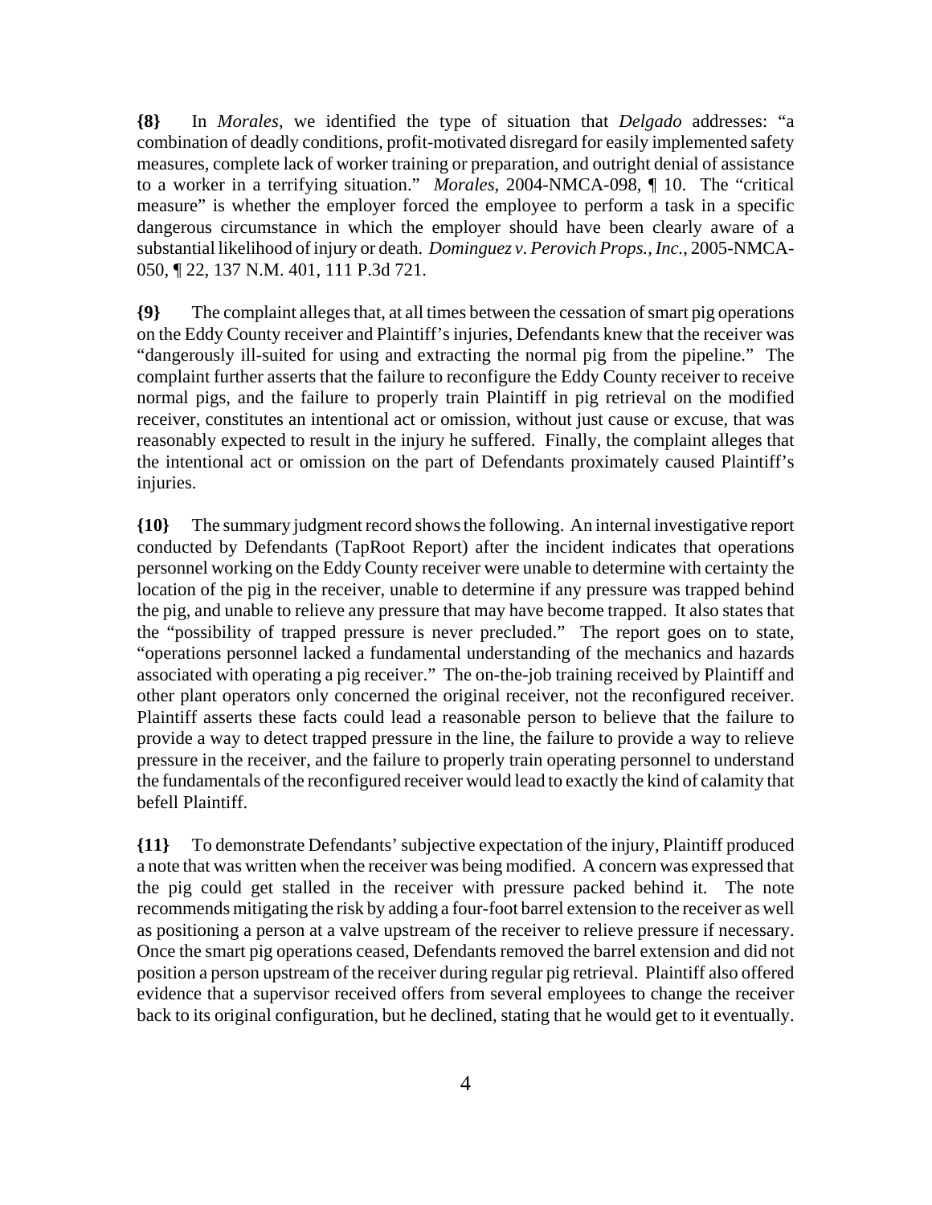**{8}** In *Morales*, we identified the type of situation that *Delgado* addresses: "a combination of deadly conditions, profit-motivated disregard for easily implemented safety measures, complete lack of worker training or preparation, and outright denial of assistance to a worker in a terrifying situation." *Morales*, 2004-NMCA-098, ¶ 10. The "critical measure" is whether the employer forced the employee to perform a task in a specific dangerous circumstance in which the employer should have been clearly aware of a substantial likelihood of injury or death. *Dominguez v. Perovich Props., Inc.*, 2005-NMCA-050, ¶ 22, 137 N.M. 401, 111 P.3d 721.

**{9}** The complaint alleges that, at all times between the cessation of smart pig operations on the Eddy County receiver and Plaintiff's injuries, Defendants knew that the receiver was "dangerously ill-suited for using and extracting the normal pig from the pipeline." The complaint further asserts that the failure to reconfigure the Eddy County receiver to receive normal pigs, and the failure to properly train Plaintiff in pig retrieval on the modified receiver, constitutes an intentional act or omission, without just cause or excuse, that was reasonably expected to result in the injury he suffered. Finally, the complaint alleges that the intentional act or omission on the part of Defendants proximately caused Plaintiff's injuries.

**{10}** The summary judgment record shows the following. An internal investigative report conducted by Defendants (TapRoot Report) after the incident indicates that operations personnel working on the Eddy County receiver were unable to determine with certainty the location of the pig in the receiver, unable to determine if any pressure was trapped behind the pig, and unable to relieve any pressure that may have become trapped. It also states that the "possibility of trapped pressure is never precluded." The report goes on to state, "operations personnel lacked a fundamental understanding of the mechanics and hazards associated with operating a pig receiver." The on-the-job training received by Plaintiff and other plant operators only concerned the original receiver, not the reconfigured receiver. Plaintiff asserts these facts could lead a reasonable person to believe that the failure to provide a way to detect trapped pressure in the line, the failure to provide a way to relieve pressure in the receiver, and the failure to properly train operating personnel to understand the fundamentals of the reconfigured receiver would lead to exactly the kind of calamity that befell Plaintiff.

**{11}** To demonstrate Defendants' subjective expectation of the injury, Plaintiff produced a note that was written when the receiver was being modified. A concern was expressed that the pig could get stalled in the receiver with pressure packed behind it. The note recommends mitigating the risk by adding a four-foot barrel extension to the receiver as well as positioning a person at a valve upstream of the receiver to relieve pressure if necessary. Once the smart pig operations ceased, Defendants removed the barrel extension and did not position a person upstream of the receiver during regular pig retrieval. Plaintiff also offered evidence that a supervisor received offers from several employees to change the receiver back to its original configuration, but he declined, stating that he would get to it eventually.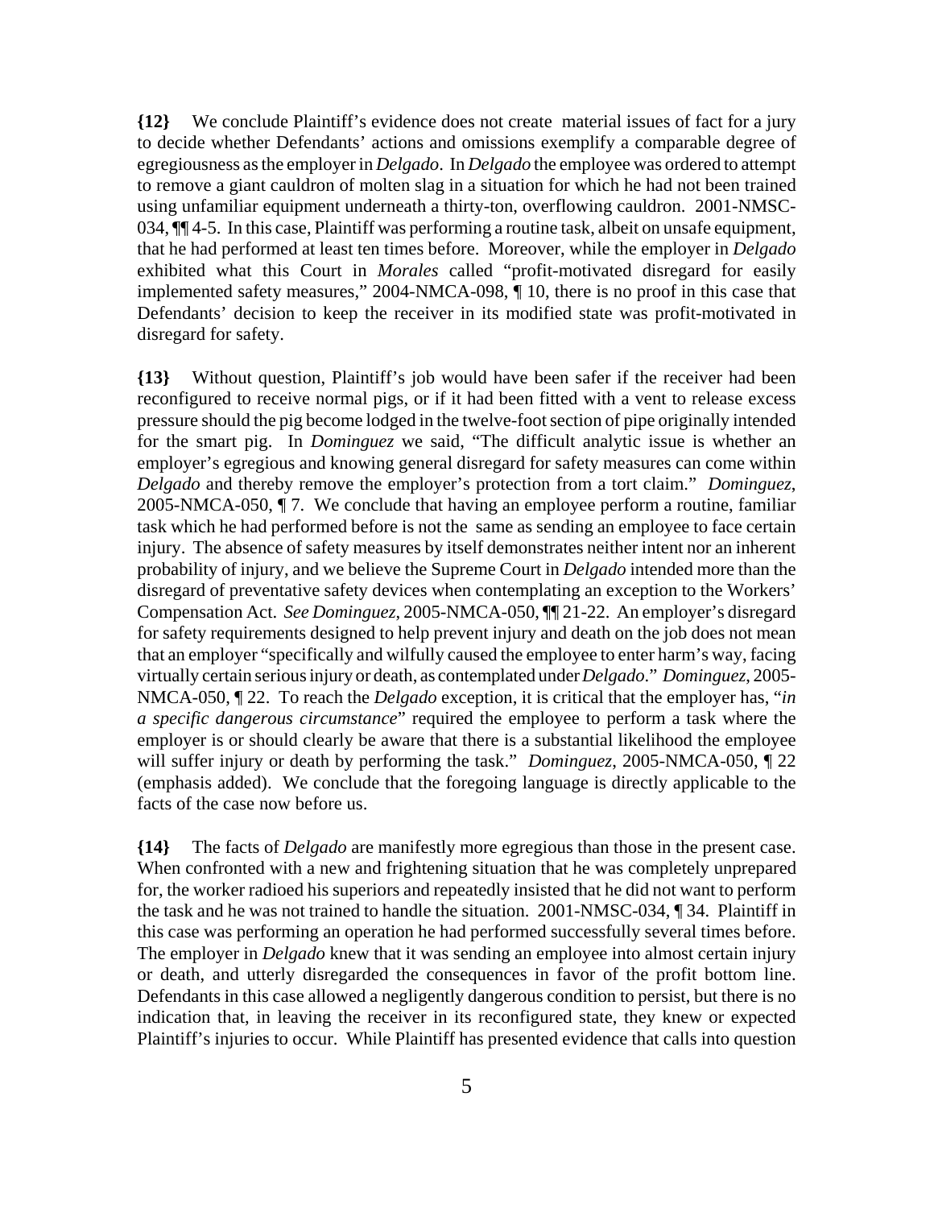**{12}** We conclude Plaintiff's evidence does not create material issues of fact for a jury to decide whether Defendants' actions and omissions exemplify a comparable degree of egregiousness as the employer in *Delgado*. In *Delgado* the employee was ordered to attempt to remove a giant cauldron of molten slag in a situation for which he had not been trained using unfamiliar equipment underneath a thirty-ton, overflowing cauldron. 2001-NMSC-034, ¶¶ 4-5. In this case, Plaintiff was performing a routine task, albeit on unsafe equipment, that he had performed at least ten times before. Moreover, while the employer in *Delgado* exhibited what this Court in *Morales* called "profit-motivated disregard for easily implemented safety measures," 2004-NMCA-098, ¶ 10, there is no proof in this case that Defendants' decision to keep the receiver in its modified state was profit-motivated in disregard for safety.

**{13}** Without question, Plaintiff's job would have been safer if the receiver had been reconfigured to receive normal pigs, or if it had been fitted with a vent to release excess pressure should the pig become lodged in the twelve-foot section of pipe originally intended for the smart pig. In *Dominguez* we said, "The difficult analytic issue is whether an employer's egregious and knowing general disregard for safety measures can come within *Delgado* and thereby remove the employer's protection from a tort claim." *Dominguez*, 2005-NMCA-050, ¶ 7. We conclude that having an employee perform a routine, familiar task which he had performed before is not the same as sending an employee to face certain injury. The absence of safety measures by itself demonstrates neither intent nor an inherent probability of injury, and we believe the Supreme Court in *Delgado* intended more than the disregard of preventative safety devices when contemplating an exception to the Workers' Compensation Act. *See Dominguez*, 2005-NMCA-050, ¶¶ 21-22. An employer's disregard for safety requirements designed to help prevent injury and death on the job does not mean that an employer "specifically and wilfully caused the employee to enter harm's way, facing virtually certain serious injury or death, as contemplated under *Delgado*." *Dominguez*, 2005-NMCA-050, ¶ 22. To reach the *Delgado* exception, it is critical that the employer has, "*in a specific dangerous circumstance*" required the employee to perform a task where the employer is or should clearly be aware that there is a substantial likelihood the employee will suffer injury or death by performing the task." *Dominguez*, 2005-NMCA-050, ¶ 22 (emphasis added). We conclude that the foregoing language is directly applicable to the facts of the case now before us.

**{14}** The facts of *Delgado* are manifestly more egregious than those in the present case. When confronted with a new and frightening situation that he was completely unprepared for, the worker radioed his superiors and repeatedly insisted that he did not want to perform the task and he was not trained to handle the situation. 2001-NMSC-034, ¶ 34. Plaintiff in this case was performing an operation he had performed successfully several times before. The employer in *Delgado* knew that it was sending an employee into almost certain injury or death, and utterly disregarded the consequences in favor of the profit bottom line. Defendants in this case allowed a negligently dangerous condition to persist, but there is no indication that, in leaving the receiver in its reconfigured state, they knew or expected Plaintiff's injuries to occur. While Plaintiff has presented evidence that calls into question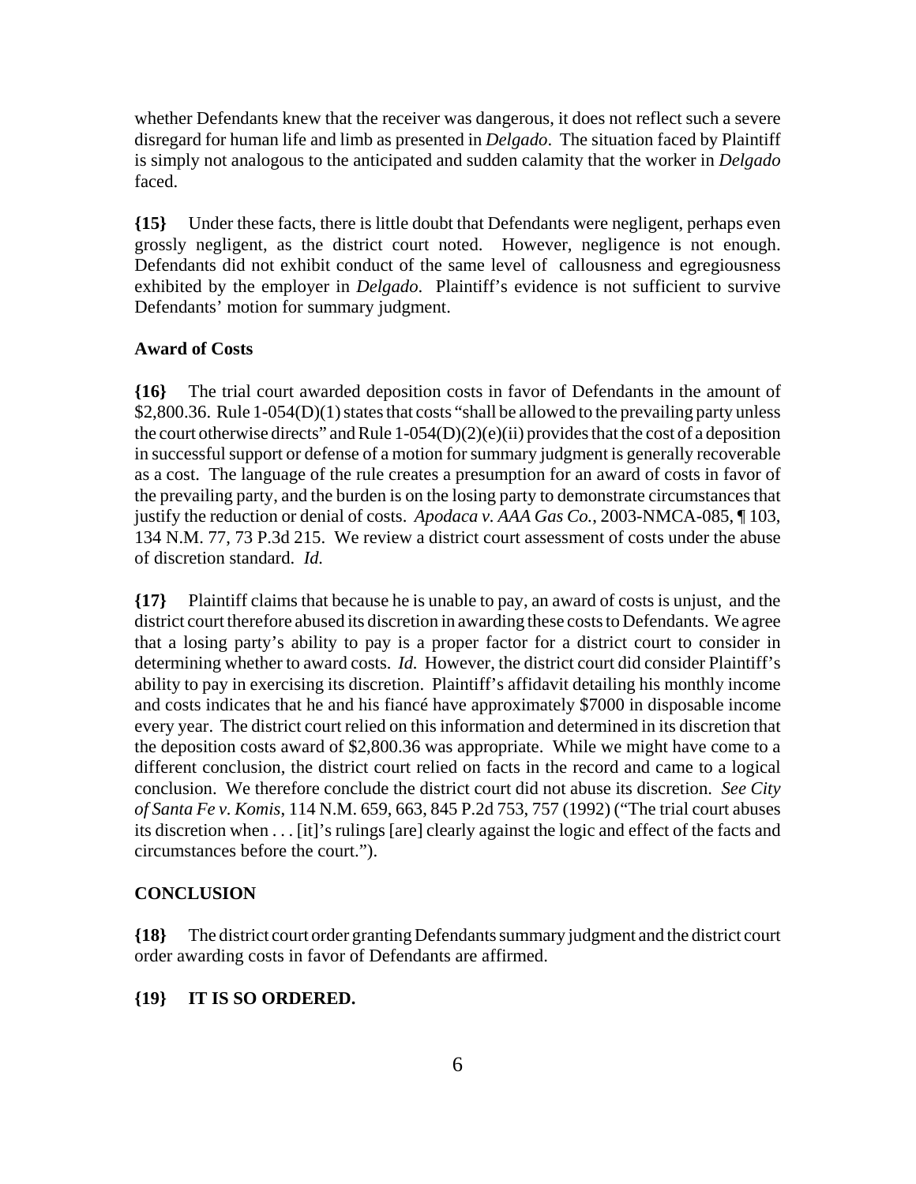whether Defendants knew that the receiver was dangerous, it does not reflect such a severe disregard for human life and limb as presented in *Delgado*. The situation faced by Plaintiff is simply not analogous to the anticipated and sudden calamity that the worker in *Delgado* faced.

**{15}** Under these facts, there is little doubt that Defendants were negligent, perhaps even grossly negligent, as the district court noted. However, negligence is not enough. Defendants did not exhibit conduct of the same level of callousness and egregiousness exhibited by the employer in *Delgado*. Plaintiff's evidence is not sufficient to survive Defendants' motion for summary judgment.

**Award of Costs**

**{16}** The trial court awarded deposition costs in favor of Defendants in the amount of $2,800.36. Rule 1-054(D)(1) states that costs "shall be allowed to the prevailing party unless the court otherwise directs" and Rule 1-054(D)(2)(e)(ii) provides that the cost of a deposition in successful support or defense of a motion for summary judgment is generally recoverable as a cost. The language of the rule creates a presumption for an award of costs in favor of the prevailing party, and the burden is on the losing party to demonstrate circumstances that justify the reduction or denial of costs. *Apodaca v. AAA Gas Co.*, 2003-NMCA-085, ¶ 103, 134 N.M. 77, 73 P.3d 215. We review a district court assessment of costs under the abuse of discretion standard. *Id.*

**{17}** Plaintiff claims that because he is unable to pay, an award of costs is unjust, and the district court therefore abused its discretion in awarding these costs to Defendants. We agree that a losing party's ability to pay is a proper factor for a district court to consider in determining whether to award costs. *Id.* However, the district court did consider Plaintiff's ability to pay in exercising its discretion. Plaintiff's affidavit detailing his monthly income and costs indicates that he and his fiancé have approximately $7000 in disposable income every year. The district court relied on this information and determined in its discretion that the deposition costs award of $2,800.36 was appropriate. While we might have come to a different conclusion, the district court relied on facts in the record and came to a logical conclusion. We therefore conclude the district court did not abuse its discretion. *See City of Santa Fe v. Komis*, 114 N.M. 659, 663, 845 P.2d 753, 757 (1992) ("The trial court abuses its discretion when . . . [it]'s rulings [are] clearly against the logic and effect of the facts and circumstances before the court.").

**CONCLUSION**

**{18}** The district court order granting Defendants summary judgment and the district court order awarding costs in favor of Defendants are affirmed.

**{19} IT IS SO ORDERED.**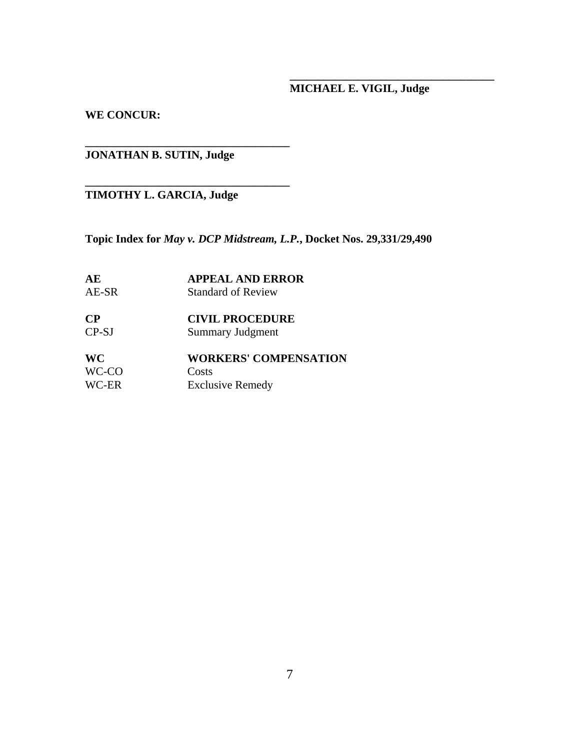______________________________________
**MICHAEL E. VIGIL, Judge**

**WE CONCUR:**

______________________________________
**JONATHAN B. SUTIN, Judge**

______________________________________
**TIMOTHY L. GARCIA, Judge**

**Topic Index for *May v. DCP Midstream, L.P.*, Docket Nos. 29,331/29,490**

| | |
|---|---|
| **AE** | **APPEAL AND ERROR** |
| AE-SR | Standard of Review |
| **CP** | **CIVIL PROCEDURE** |
| CP-SJ | Summary Judgment |
| **WC** | **WORKERS' COMPENSATION** |
| WC-CO | Costs |
| WC-ER | Exclusive Remedy |